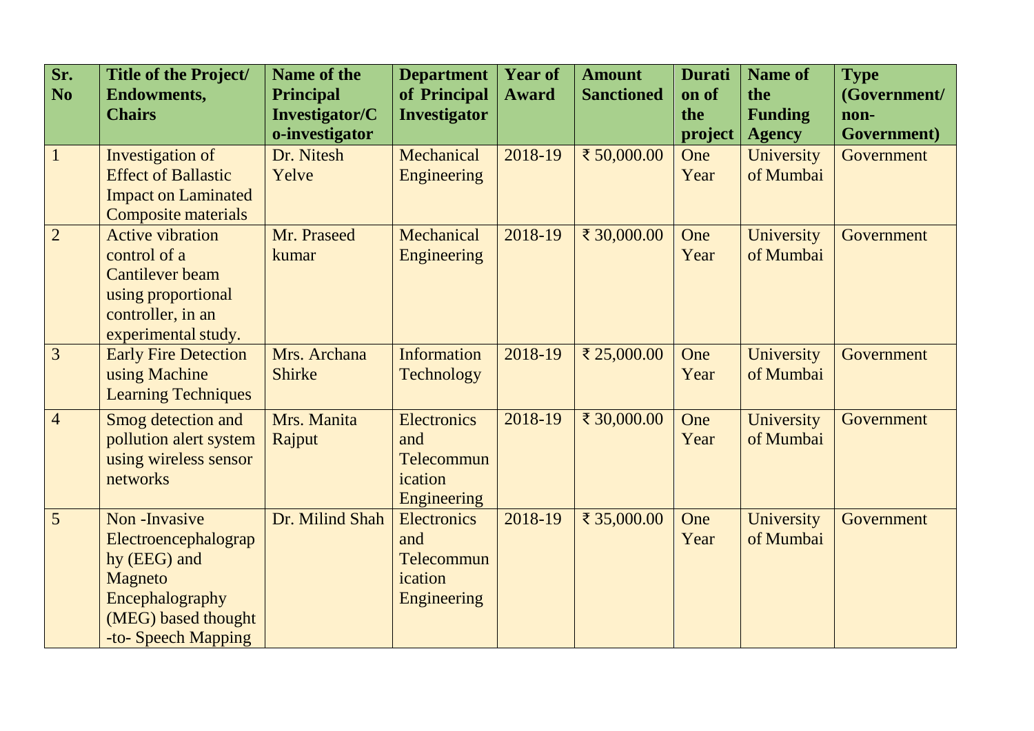| Sr. No | Title of the Project/ Endowments, Chairs | Name of the Principal Investigator/Co-investigator | Department of Principal Investigator | Year of Award | Amount Sanctioned | Duration of the project | Name of the Funding Agency | Type (Government/ non-Government) |
|---|---|---|---|---|---|---|---|---|
| 1 | Investigation of Effect of Ballastic Impact on Laminated Composite materials | Dr. Nitesh Yelve | Mechanical Engineering | 2018-19 | ₹ 50,000.00 | One Year | University of Mumbai | Government |
| 2 | Active vibration control of a Cantilever beam using proportional controller, in an experimental study. | Mr. Praseed kumar | Mechanical Engineering | 2018-19 | ₹ 30,000.00 | One Year | University of Mumbai | Government |
| 3 | Early Fire Detection using Machine Learning Techniques | Mrs. Archana Shirke | Information Technology | 2018-19 | ₹ 25,000.00 | One Year | University of Mumbai | Government |
| 4 | Smog detection and pollution alert system using wireless sensor networks | Mrs. Manita Rajput | Electronics and Telecommunication Engineering | 2018-19 | ₹ 30,000.00 | One Year | University of Mumbai | Government |
| 5 | Non -Invasive Electroencephalography (EEG) and Magneto Encephalography (MEG) based thought -to- Speech Mapping | Dr. Milind Shah | Electronics and Telecommunication Engineering | 2018-19 | ₹ 35,000.00 | One Year | University of Mumbai | Government |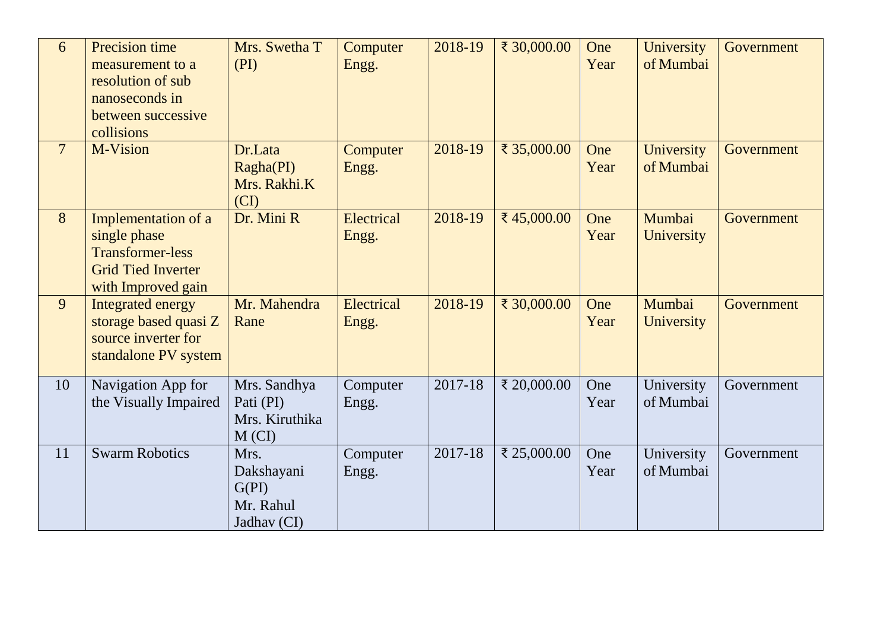| 6 | Precision time measurement to a resolution of sub nanoseconds in between successive collisions | Mrs. Swetha T (PI) | Computer Engg. | 2018-19 | ₹ 30,000.00 | One Year | University of Mumbai | Government |
|---|---|---|---|---|---|---|---|---|
| 7 | M-Vision | Dr.Lata Ragha(PI) Mrs. Rakhi.K (CI) | Computer Engg. | 2018-19 | ₹ 35,000.00 | One Year | University of Mumbai | Government |
| 8 | Implementation of a single phase Transformer-less Grid Tied Inverter with Improved gain | Dr. Mini R | Electrical Engg. | 2018-19 | ₹ 45,000.00 | One Year | Mumbai University | Government |
| 9 | Integrated energy storage based quasi Z source inverter for standalone PV system | Mr. Mahendra Rane | Electrical Engg. | 2018-19 | ₹ 30,000.00 | One Year | Mumbai University | Government |
| 10 | Navigation App for the Visually Impaired | Mrs. Sandhya Pati (PI) Mrs. Kiruthika M (CI) | Computer Engg. | 2017-18 | ₹ 20,000.00 | One Year | University of Mumbai | Government |
| 11 | Swarm Robotics | Mrs. Dakshayani G(PI) Mr. Rahul Jadhav (CI) | Computer Engg. | 2017-18 | ₹ 25,000.00 | One Year | University of Mumbai | Government |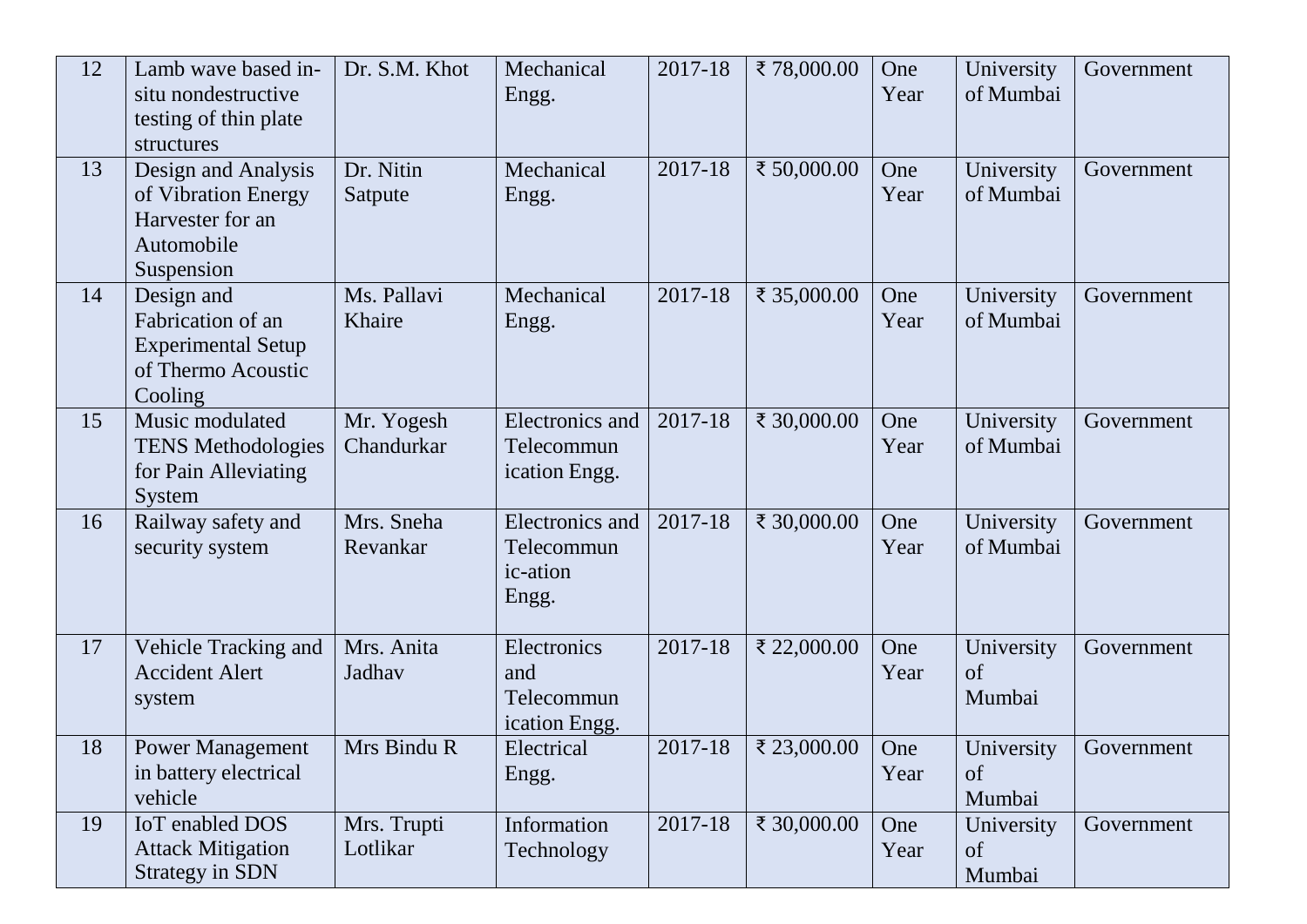| 12 | Lamb wave based in-situ nondestructive testing of thin plate structures | Dr. S.M. Khot | Mechanical Engg. | 2017-18 | ₹ 78,000.00 | One Year | University of Mumbai | Government |
|---|---|---|---|---|---|---|---|---|
| 13 | Design and Analysis of Vibration Energy Harvester for an Automobile Suspension | Dr. Nitin Satpute | Mechanical Engg. | 2017-18 | ₹ 50,000.00 | One Year | University of Mumbai | Government |
| 14 | Design and Fabrication of an Experimental Setup of Thermo Acoustic Cooling | Ms. Pallavi Khaire | Mechanical Engg. | 2017-18 | ₹ 35,000.00 | One Year | University of Mumbai | Government |
| 15 | Music modulated TENS Methodologies for Pain Alleviating System | Mr. Yogesh Chandurkar | Electronics and Telecommunication Engg. | 2017-18 | ₹ 30,000.00 | One Year | University of Mumbai | Government |
| 16 | Railway safety and security system | Mrs. Sneha Revankar | Electronics and Telecommunic-ation Engg. | 2017-18 | ₹ 30,000.00 | One Year | University of Mumbai | Government |
| 17 | Vehicle Tracking and Accident Alert system | Mrs. Anita Jadhav | Electronics and Telecommunication Engg. | 2017-18 | ₹ 22,000.00 | One Year | University of Mumbai | Government |
| 18 | Power Management in battery electrical vehicle | Mrs Bindu R | Electrical Engg. | 2017-18 | ₹ 23,000.00 | One Year | University of Mumbai | Government |
| 19 | IoT enabled DOS Attack Mitigation Strategy in SDN | Mrs. Trupti Lotlikar | Information Technology | 2017-18 | ₹ 30,000.00 | One Year | University of Mumbai | Government |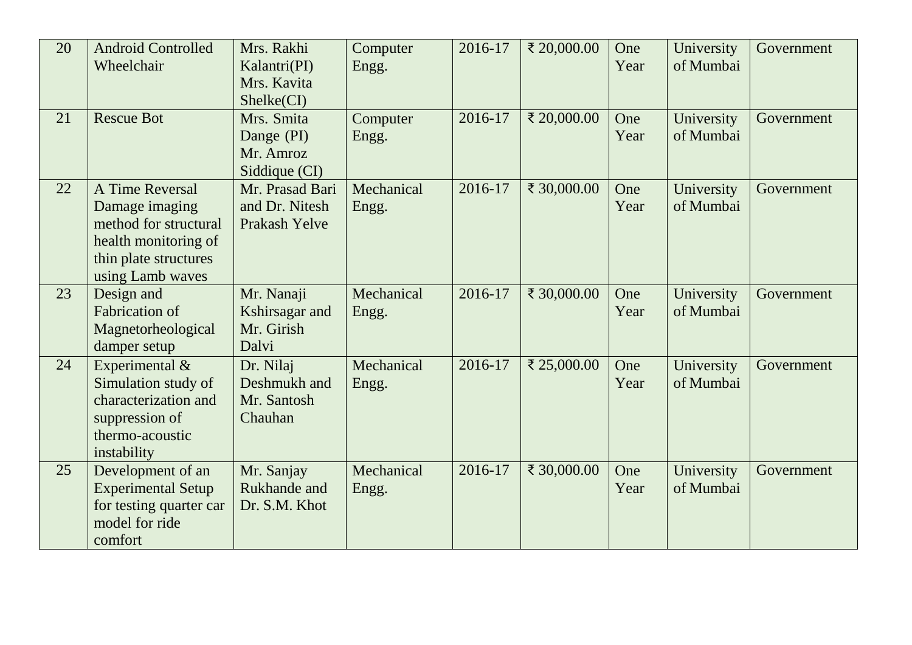| 20 | Android Controlled Wheelchair | Mrs. Rakhi Kalantri(PI) Mrs. Kavita Shelke(CI) | Computer Engg. | 2016-17 | ₹ 20,000.00 | One Year | University of Mumbai | Government |
|---|---|---|---|---|---|---|---|---|
| 21 | Rescue Bot | Mrs. Smita Dange (PI) Mr. Amroz Siddique (CI) | Computer Engg. | 2016-17 | ₹ 20,000.00 | One Year | University of Mumbai | Government |
| 22 | A Time Reversal Damage imaging method for structural health monitoring of thin plate structures using Lamb waves | Mr. Prasad Bari and Dr. Nitesh Prakash Yelve | Mechanical Engg. | 2016-17 | ₹ 30,000.00 | One Year | University of Mumbai | Government |
| 23 | Design and Fabrication of Magnetorheological damper setup | Mr. Nanaji Kshirsagar and Mr. Girish Dalvi | Mechanical Engg. | 2016-17 | ₹ 30,000.00 | One Year | University of Mumbai | Government |
| 24 | Experimental & Simulation study of characterization and suppression of thermo-acoustic instability | Dr. Nilaj Deshmukh and Mr. Santosh Chauhan | Mechanical Engg. | 2016-17 | ₹ 25,000.00 | One Year | University of Mumbai | Government |
| 25 | Development of an Experimental Setup for testing quarter car model for ride comfort | Mr. Sanjay Rukhande and Dr. S.M. Khot | Mechanical Engg. | 2016-17 | ₹ 30,000.00 | One Year | University of Mumbai | Government |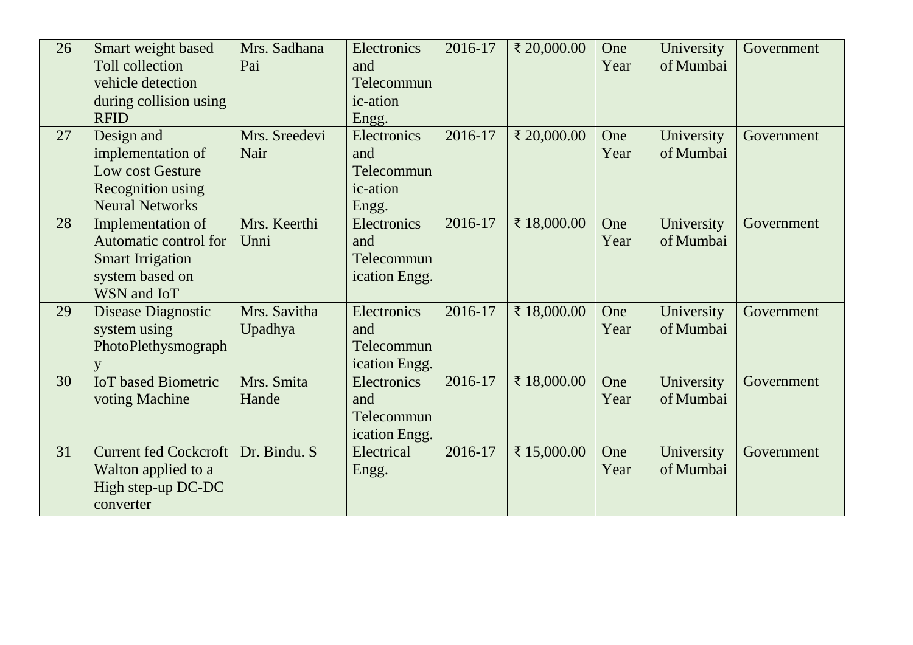| 26 | Smart weight based Toll collection vehicle detection during collision using RFID | Mrs. Sadhana Pai | Electronics and Telecommun ic-ation Engg. | 2016-17 | ₹ 20,000.00 | One Year | University of Mumbai | Government |
|---|---|---|---|---|---|---|---|---|
| 27 | Design and implementation of Low cost Gesture Recognition using Neural Networks | Mrs. Sreedevi Nair | Electronics and Telecommun ic-ation Engg. | 2016-17 | ₹ 20,000.00 | One Year | University of Mumbai | Government |
| 28 | Implementation of Automatic control for Smart Irrigation system based on WSN and IoT | Mrs. Keerthi Unni | Electronics and Telecommun ication Engg. | 2016-17 | ₹ 18,000.00 | One Year | University of Mumbai | Government |
| 29 | Disease Diagnostic system using PhotoPlethysmograph y | Mrs. Savitha Upadhya | Electronics and Telecommun ication Engg. | 2016-17 | ₹ 18,000.00 | One Year | University of Mumbai | Government |
| 30 | IoT based Biometric voting Machine | Mrs. Smita Hande | Electronics and Telecommun ication Engg. | 2016-17 | ₹ 18,000.00 | One Year | University of Mumbai | Government |
| 31 | Current fed Cockcroft Walton applied to a High step-up DC-DC converter | Dr. Bindu. S | Electrical Engg. | 2016-17 | ₹ 15,000.00 | One Year | University of Mumbai | Government |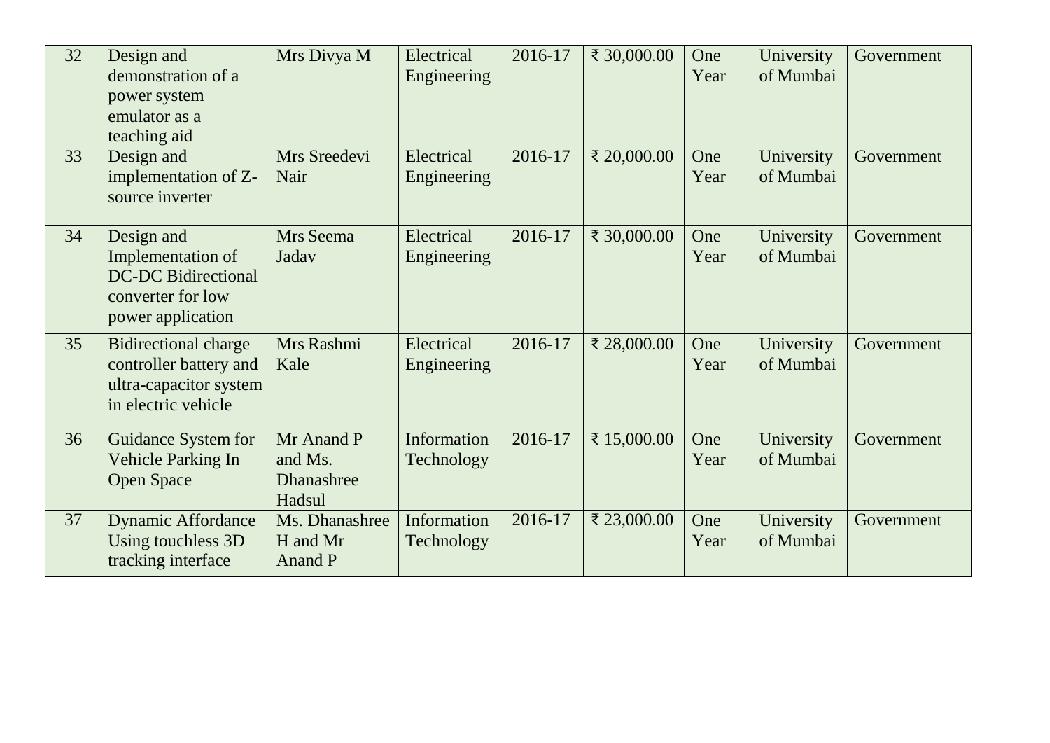| 32 | Design and demonstration of a power system emulator as a teaching aid | Mrs Divya M | Electrical Engineering | 2016-17 | ₹ 30,000.00 | One Year | University of Mumbai | Government |
|---|---|---|---|---|---|---|---|---|
| 33 | Design and implementation of Z-source inverter | Mrs Sreedevi Nair | Electrical Engineering | 2016-17 | ₹ 20,000.00 | One Year | University of Mumbai | Government |
| 34 | Design and Implementation of DC-DC Bidirectional converter for low power application | Mrs Seema Jadav | Electrical Engineering | 2016-17 | ₹ 30,000.00 | One Year | University of Mumbai | Government |
| 35 | Bidirectional charge controller battery and ultra-capacitor system in electric vehicle | Mrs Rashmi Kale | Electrical Engineering | 2016-17 | ₹ 28,000.00 | One Year | University of Mumbai | Government |
| 36 | Guidance System for Vehicle Parking In Open Space | Mr Anand P and Ms. Dhanashree Hadsul | Information Technology | 2016-17 | ₹ 15,000.00 | One Year | University of Mumbai | Government |
| 37 | Dynamic Affordance Using touchless 3D tracking interface | Ms. Dhanashree H and Mr Anand P | Information Technology | 2016-17 | ₹ 23,000.00 | One Year | University of Mumbai | Government |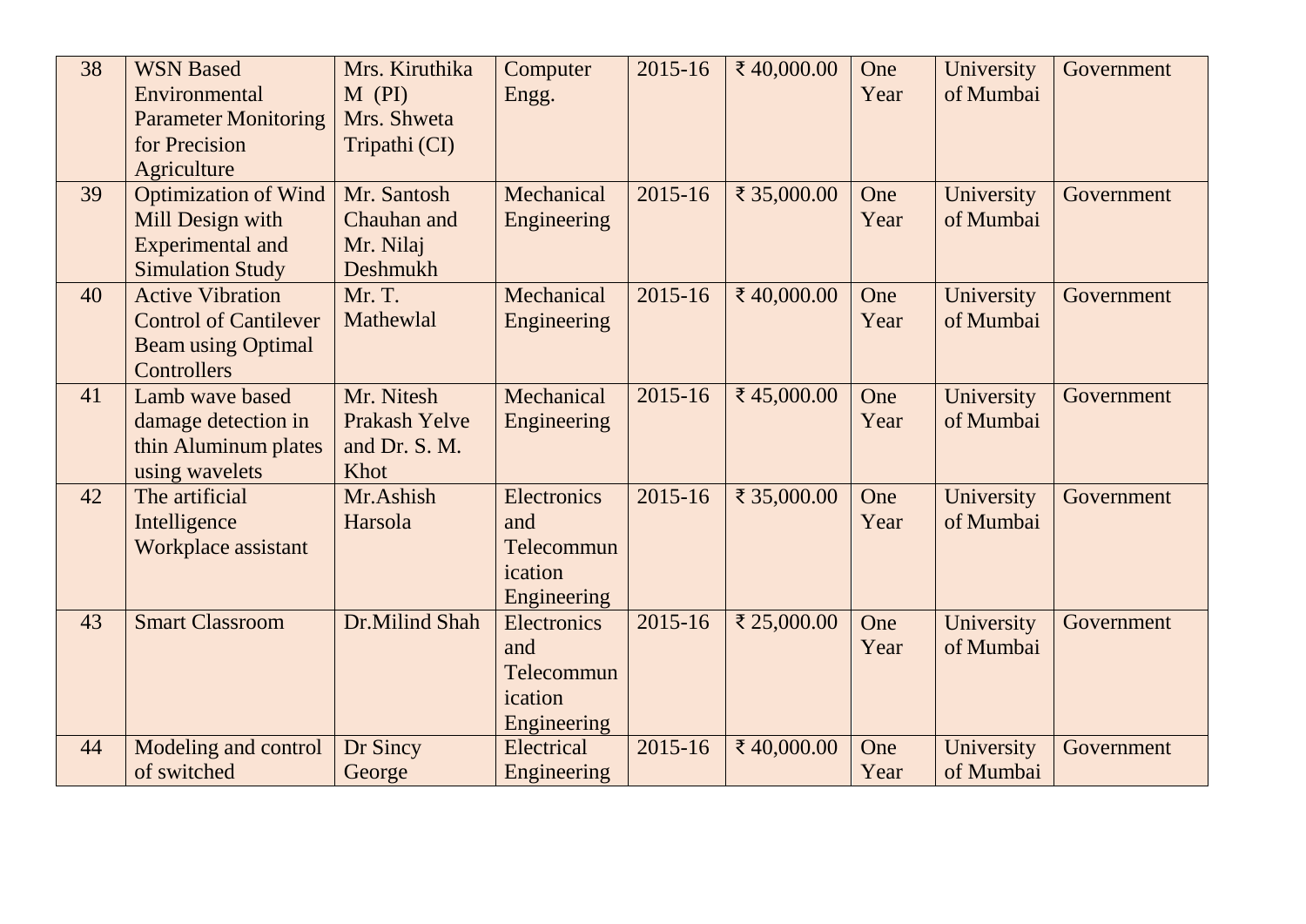| 38 | WSN Based Environmental Parameter Monitoring for Precision Agriculture | Mrs. Kiruthika M (PI) Mrs. Shweta Tripathi (CI) | Computer Engg. | 2015-16 | ₹ 40,000.00 | One Year | University of Mumbai | Government |
|---|---|---|---|---|---|---|---|---|
| 39 | Optimization of Wind Mill Design with Experimental and Simulation Study | Mr. Santosh Chauhan and Mr. Nilaj Deshmukh | Mechanical Engineering | 2015-16 | ₹ 35,000.00 | One Year | University of Mumbai | Government |
| 40 | Active Vibration Control of Cantilever Beam using Optimal Controllers | Mr. T. Mathewlal | Mechanical Engineering | 2015-16 | ₹ 40,000.00 | One Year | University of Mumbai | Government |
| 41 | Lamb wave based damage detection in thin Aluminum plates using wavelets | Mr. Nitesh Prakash Yelve and Dr. S. M. Khot | Mechanical Engineering | 2015-16 | ₹ 45,000.00 | One Year | University of Mumbai | Government |
| 42 | The artificial Intelligence Workplace assistant | Mr.Ashish Harsola | Electronics and Telecommunication Engineering | 2015-16 | ₹ 35,000.00 | One Year | University of Mumbai | Government |
| 43 | Smart Classroom | Dr.Milind Shah | Electronics and Telecommunication Engineering | 2015-16 | ₹ 25,000.00 | One Year | University of Mumbai | Government |
| 44 | Modeling and control of switched | Dr Sincy George | Electrical Engineering | 2015-16 | ₹ 40,000.00 | One Year | University of Mumbai | Government |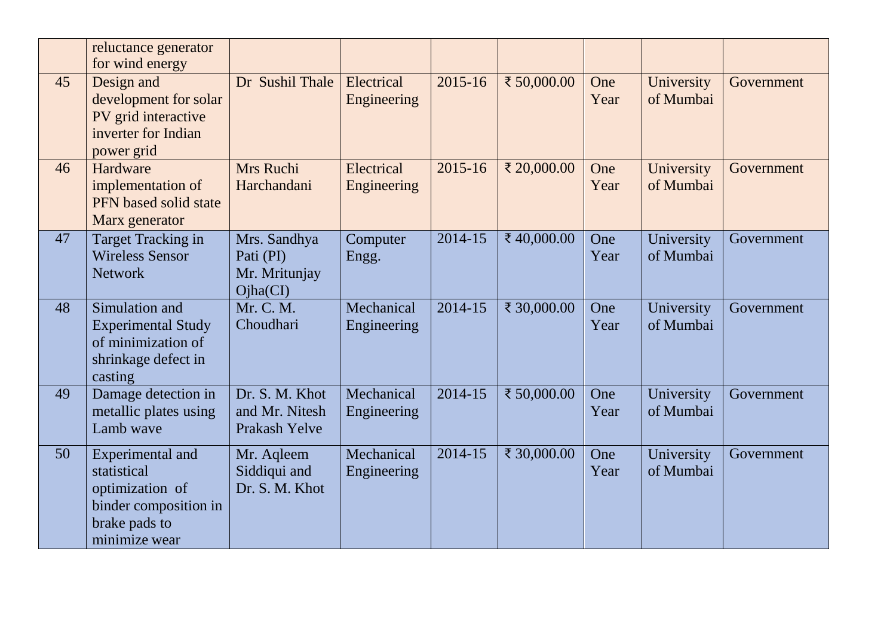| | | | | | | | | |
|---|---|---|---|---|---|---|---|---|
| | reluctance generator for wind energy | | | | | | | |
| 45 | Design and development for solar PV grid interactive inverter for Indian power grid | Dr Sushil Thale | Electrical Engineering | 2015-16 | ₹ 50,000.00 | One Year | University of Mumbai | Government |
| 46 | Hardware implementation of PFN based solid state Marx generator | Mrs Ruchi Harchandani | Electrical Engineering | 2015-16 | ₹ 20,000.00 | One Year | University of Mumbai | Government |
| 47 | Target Tracking in Wireless Sensor Network | Mrs. Sandhya Pati (PI) Mr. Mritunjay Ojha(CI) | Computer Engg. | 2014-15 | ₹ 40,000.00 | One Year | University of Mumbai | Government |
| 48 | Simulation and Experimental Study of minimization of shrinkage defect in casting | Mr. C. M. Choudhari | Mechanical Engineering | 2014-15 | ₹ 30,000.00 | One Year | University of Mumbai | Government |
| 49 | Damage detection in metallic plates using Lamb wave | Dr. S. M. Khot and Mr. Nitesh Prakash Yelve | Mechanical Engineering | 2014-15 | ₹ 50,000.00 | One Year | University of Mumbai | Government |
| 50 | Experimental and statistical optimization of binder composition in brake pads to minimize wear | Mr. Aqleem Siddiqui and Dr. S. M. Khot | Mechanical Engineering | 2014-15 | ₹ 30,000.00 | One Year | University of Mumbai | Government |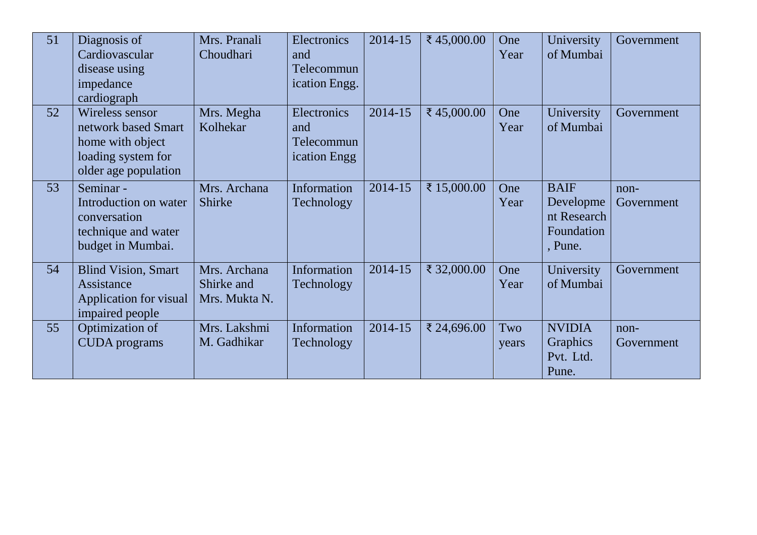| | | | | | | | | |
|---|---|---|---|---|---|---|---|---|
| 51 | Diagnosis of Cardiovascular disease using impedance cardiograph | Mrs. Pranali Choudhari | Electronics and Telecommunication Engg. | 2014-15 | ₹ 45,000.00 | One Year | University of Mumbai | Government |
| 52 | Wireless sensor network based Smart home with object loading system for older age population | Mrs. Megha Kolhekar | Electronics and Telecommunication Engg | 2014-15 | ₹ 45,000.00 | One Year | University of Mumbai | Government |
| 53 | Seminar - Introduction on water conversation technique and water budget in Mumbai. | Mrs. Archana Shirke | Information Technology | 2014-15 | ₹ 15,000.00 | One Year | BAIF Development Research Foundation, Pune. | non-Government |
| 54 | Blind Vision, Smart Assistance Application for visual impaired people | Mrs. Archana Shirke and Mrs. Mukta N. | Information Technology | 2014-15 | ₹ 32,000.00 | One Year | University of Mumbai | Government |
| 55 | Optimization of CUDA programs | Mrs. Lakshmi M. Gadhikar | Information Technology | 2014-15 | ₹ 24,696.00 | Two years | NVIDIA Graphics Pvt. Ltd. Pune. | non-Government |